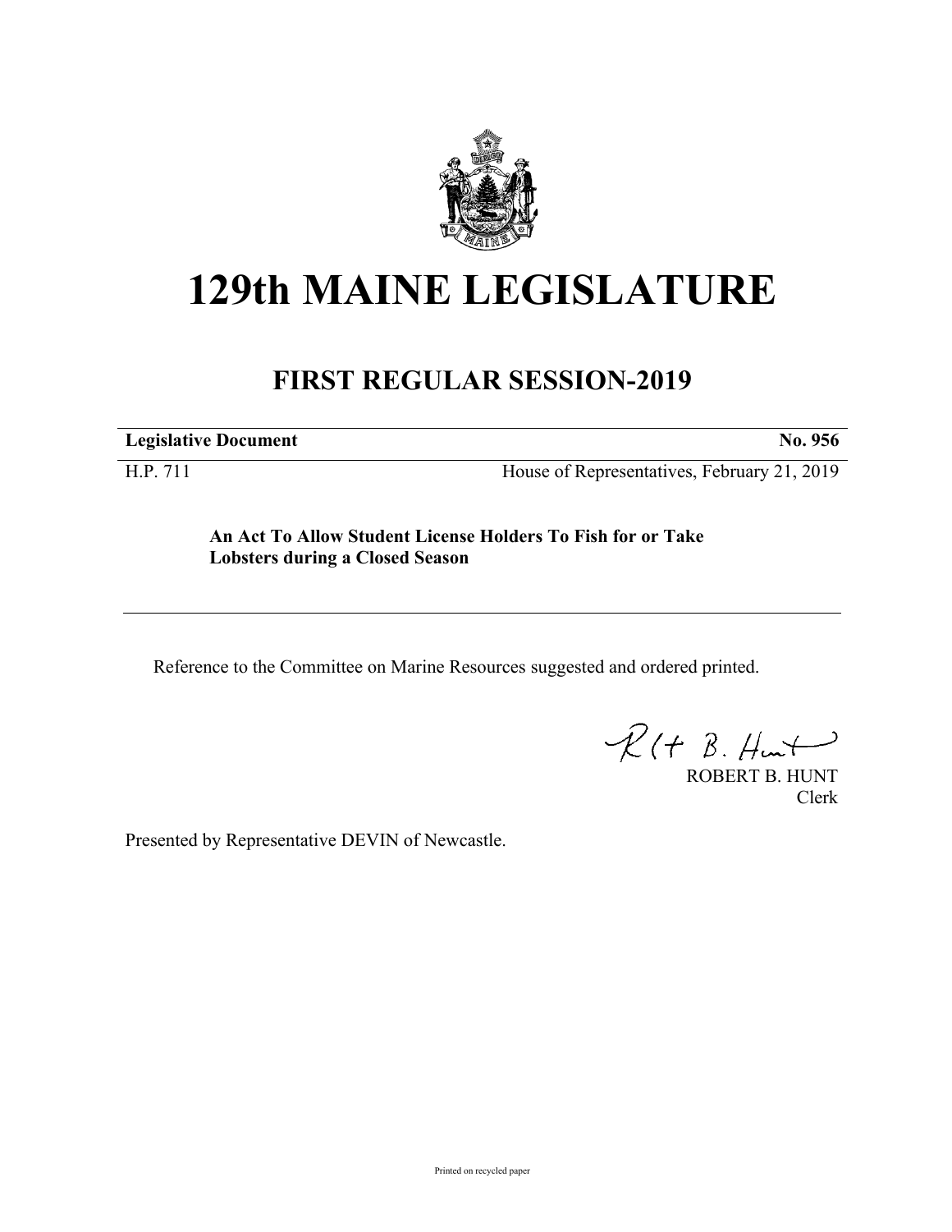# 129th MAINE LEGISLATURE

## FIRST REGULAR SESSION-2019

**Legislative Document** **No. 956**

H.P. 711 House of Representatives, February 21, 2019

**An Act To Allow Student License Holders To Fish for or Take Lobsters during a Closed Season**

Reference to the Committee on Marine Resources suggested and ordered printed.

ROBERT B. HUNT
Clerk

Presented by Representative DEVIN of Newcastle.

Printed on recycled paper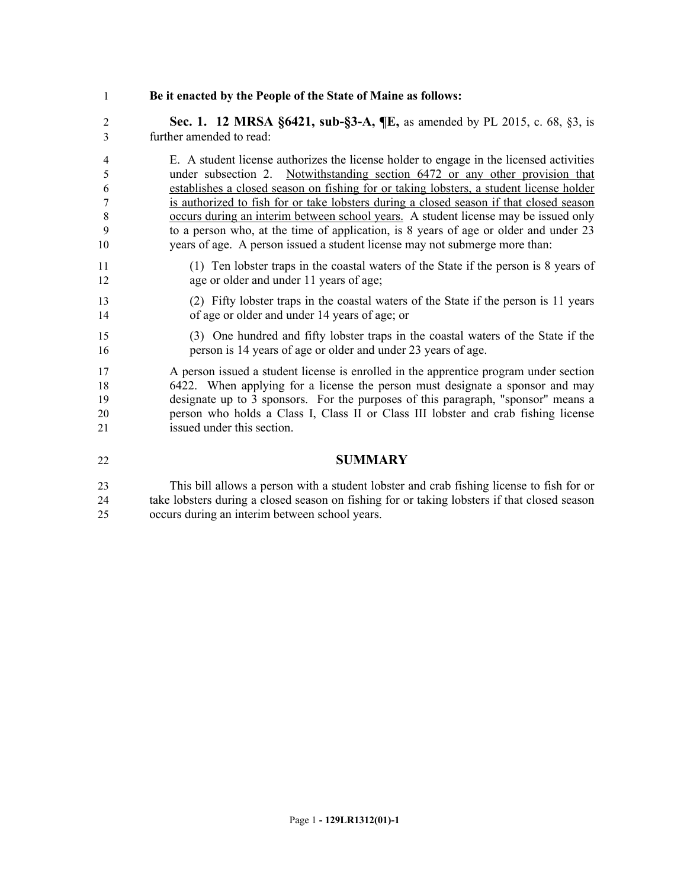**Be it enacted by the People of the State of Maine as follows:**

**Sec. 1. 12 MRSA §6421, sub-§3-A, ¶E,** as amended by PL 2015, c. 68, §3, is further amended to read:

E. A student license authorizes the license holder to engage in the licensed activities under subsection 2. Notwithstanding section 6472 or any other provision that establishes a closed season on fishing for or taking lobsters, a student license holder is authorized to fish for or take lobsters during a closed season if that closed season occurs during an interim between school years. A student license may be issued only to a person who, at the time of application, is 8 years of age or older and under 23 years of age. A person issued a student license may not submerge more than:

(1) Ten lobster traps in the coastal waters of the State if the person is 8 years of age or older and under 11 years of age;

(2) Fifty lobster traps in the coastal waters of the State if the person is 11 years of age or older and under 14 years of age; or

(3) One hundred and fifty lobster traps in the coastal waters of the State if the person is 14 years of age or older and under 23 years of age.

A person issued a student license is enrolled in the apprentice program under section 6422. When applying for a license the person must designate a sponsor and may designate up to 3 sponsors. For the purposes of this paragraph, "sponsor" means a person who holds a Class I, Class II or Class III lobster and crab fishing license issued under this section.

## SUMMARY

This bill allows a person with a student lobster and crab fishing license to fish for or take lobsters during a closed season on fishing for or taking lobsters if that closed season occurs during an interim between school years.